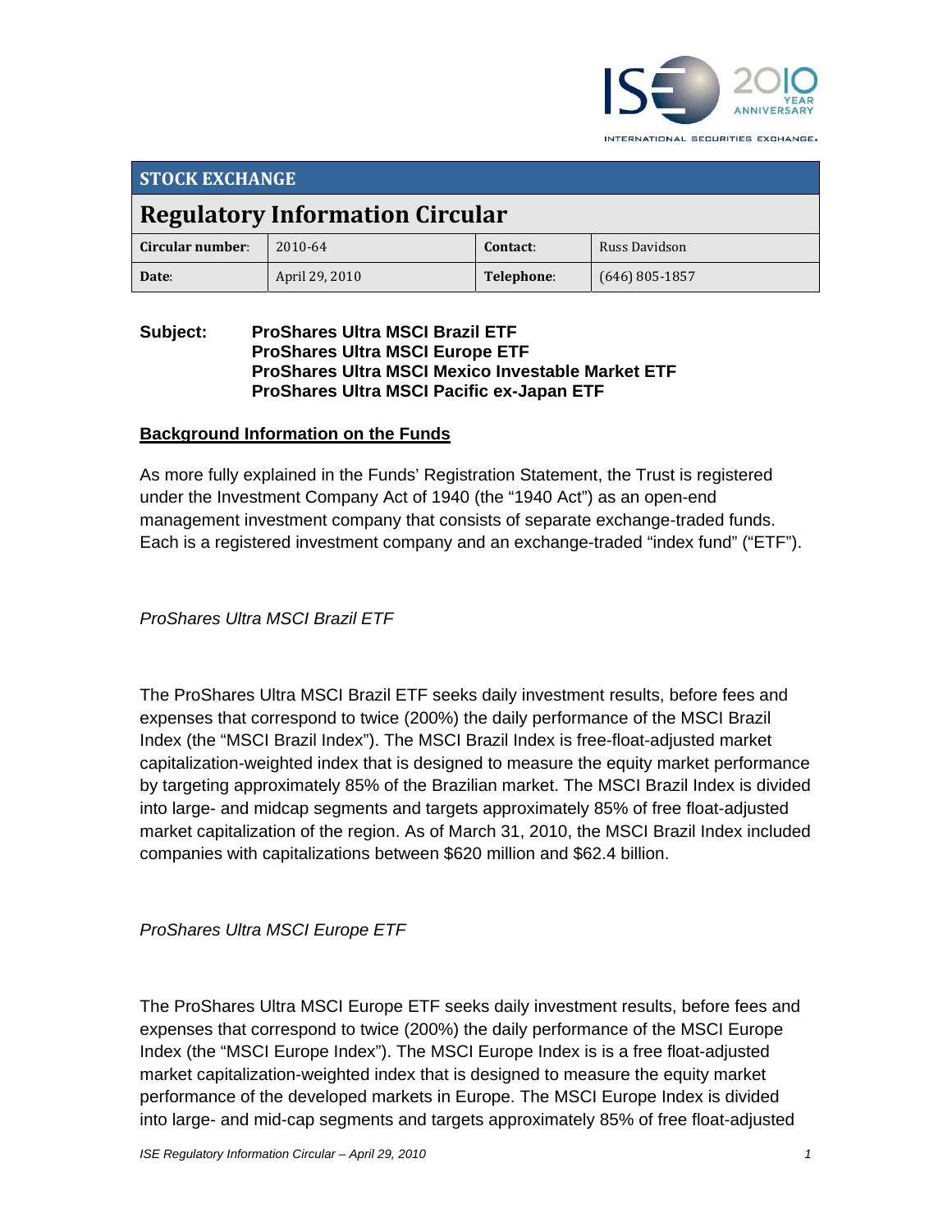## STOCK EXCHANGE

# Regulatory Information Circular

| Circular number: | 2010-64 | Contact: | Russ Davidson |
|---|---|---|---|
| Date: | April 29, 2010 | Telephone: | (646) 805-1857 |

**Subject:** **ProShares Ultra MSCI Brazil ETF**
**ProShares Ultra MSCI Europe ETF**
**ProShares Ultra MSCI Mexico Investable Market ETF**
**ProShares Ultra MSCI Pacific ex-Japan ETF**

**Background Information on the Funds**

As more fully explained in the Funds' Registration Statement, the Trust is registered under the Investment Company Act of 1940 (the "1940 Act") as an open-end management investment company that consists of separate exchange-traded funds. Each is a registered investment company and an exchange-traded "index fund" ("ETF").

*ProShares Ultra MSCI Brazil ETF*

The ProShares Ultra MSCI Brazil ETF seeks daily investment results, before fees and expenses that correspond to twice (200%) the daily performance of the MSCI Brazil Index (the "MSCI Brazil Index"). The MSCI Brazil Index is free-float-adjusted market capitalization-weighted index that is designed to measure the equity market performance by targeting approximately 85% of the Brazilian market. The MSCI Brazil Index is divided into large- and midcap segments and targets approximately 85% of free float-adjusted market capitalization of the region. As of March 31, 2010, the MSCI Brazil Index included companies with capitalizations between $620 million and $62.4 billion.

*ProShares Ultra MSCI Europe ETF*

The ProShares Ultra MSCI Europe ETF seeks daily investment results, before fees and expenses that correspond to twice (200%) the daily performance of the MSCI Europe Index (the "MSCI Europe Index"). The MSCI Europe Index is is a free float-adjusted market capitalization-weighted index that is designed to measure the equity market performance of the developed markets in Europe. The MSCI Europe Index is divided into large- and mid-cap segments and targets approximately 85% of free float-adjusted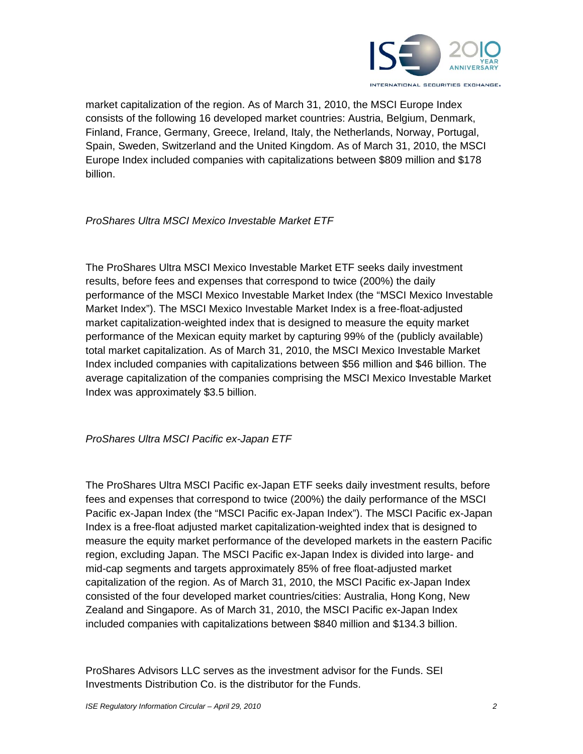market capitalization of the region. As of March 31, 2010, the MSCI Europe Index consists of the following 16 developed market countries: Austria, Belgium, Denmark, Finland, France, Germany, Greece, Ireland, Italy, the Netherlands, Norway, Portugal, Spain, Sweden, Switzerland and the United Kingdom. As of March 31, 2010, the MSCI Europe Index included companies with capitalizations between $809 million and $178 billion.

*ProShares Ultra MSCI Mexico Investable Market ETF*

The ProShares Ultra MSCI Mexico Investable Market ETF seeks daily investment results, before fees and expenses that correspond to twice (200%) the daily performance of the MSCI Mexico Investable Market Index (the "MSCI Mexico Investable Market Index"). The MSCI Mexico Investable Market Index is a free-float-adjusted market capitalization-weighted index that is designed to measure the equity market performance of the Mexican equity market by capturing 99% of the (publicly available) total market capitalization. As of March 31, 2010, the MSCI Mexico Investable Market Index included companies with capitalizations between $56 million and $46 billion. The average capitalization of the companies comprising the MSCI Mexico Investable Market Index was approximately $3.5 billion.

*ProShares Ultra MSCI Pacific ex-Japan ETF*

The ProShares Ultra MSCI Pacific ex-Japan ETF seeks daily investment results, before fees and expenses that correspond to twice (200%) the daily performance of the MSCI Pacific ex-Japan Index (the "MSCI Pacific ex-Japan Index"). The MSCI Pacific ex-Japan Index is a free-float adjusted market capitalization-weighted index that is designed to measure the equity market performance of the developed markets in the eastern Pacific region, excluding Japan. The MSCI Pacific ex-Japan Index is divided into large- and mid-cap segments and targets approximately 85% of free float-adjusted market capitalization of the region. As of March 31, 2010, the MSCI Pacific ex-Japan Index consisted of the four developed market countries/cities: Australia, Hong Kong, New Zealand and Singapore. As of March 31, 2010, the MSCI Pacific ex-Japan Index included companies with capitalizations between $840 million and $134.3 billion.

ProShares Advisors LLC serves as the investment advisor for the Funds. SEI Investments Distribution Co. is the distributor for the Funds.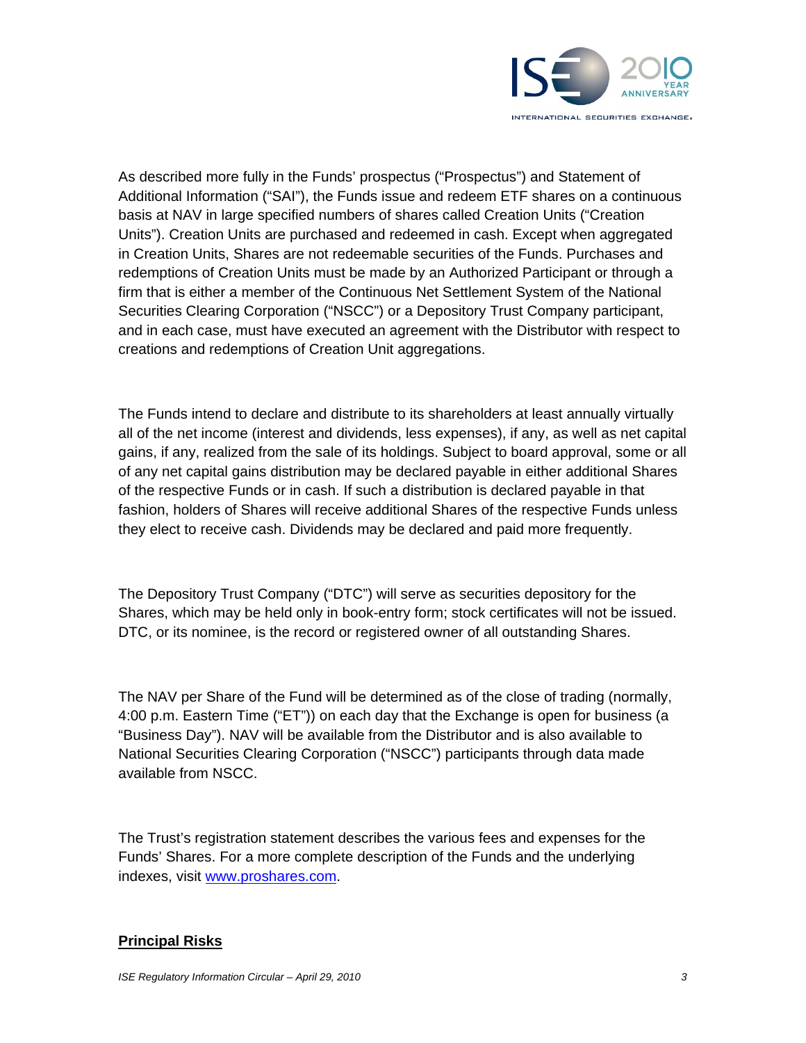As described more fully in the Funds' prospectus ("Prospectus") and Statement of Additional Information ("SAI"), the Funds issue and redeem ETF shares on a continuous basis at NAV in large specified numbers of shares called Creation Units ("Creation Units"). Creation Units are purchased and redeemed in cash. Except when aggregated in Creation Units, Shares are not redeemable securities of the Funds. Purchases and redemptions of Creation Units must be made by an Authorized Participant or through a firm that is either a member of the Continuous Net Settlement System of the National Securities Clearing Corporation ("NSCC") or a Depository Trust Company participant, and in each case, must have executed an agreement with the Distributor with respect to creations and redemptions of Creation Unit aggregations.

The Funds intend to declare and distribute to its shareholders at least annually virtually all of the net income (interest and dividends, less expenses), if any, as well as net capital gains, if any, realized from the sale of its holdings. Subject to board approval, some or all of any net capital gains distribution may be declared payable in either additional Shares of the respective Funds or in cash. If such a distribution is declared payable in that fashion, holders of Shares will receive additional Shares of the respective Funds unless they elect to receive cash. Dividends may be declared and paid more frequently.

The Depository Trust Company ("DTC") will serve as securities depository for the Shares, which may be held only in book-entry form; stock certificates will not be issued. DTC, or its nominee, is the record or registered owner of all outstanding Shares.

The NAV per Share of the Fund will be determined as of the close of trading (normally, 4:00 p.m. Eastern Time ("ET")) on each day that the Exchange is open for business (a "Business Day"). NAV will be available from the Distributor and is also available to National Securities Clearing Corporation ("NSCC") participants through data made available from NSCC.

The Trust's registration statement describes the various fees and expenses for the Funds' Shares. For a more complete description of the Funds and the underlying indexes, visit [www.proshares.com](http://www.proshares.com).

## Principal Risks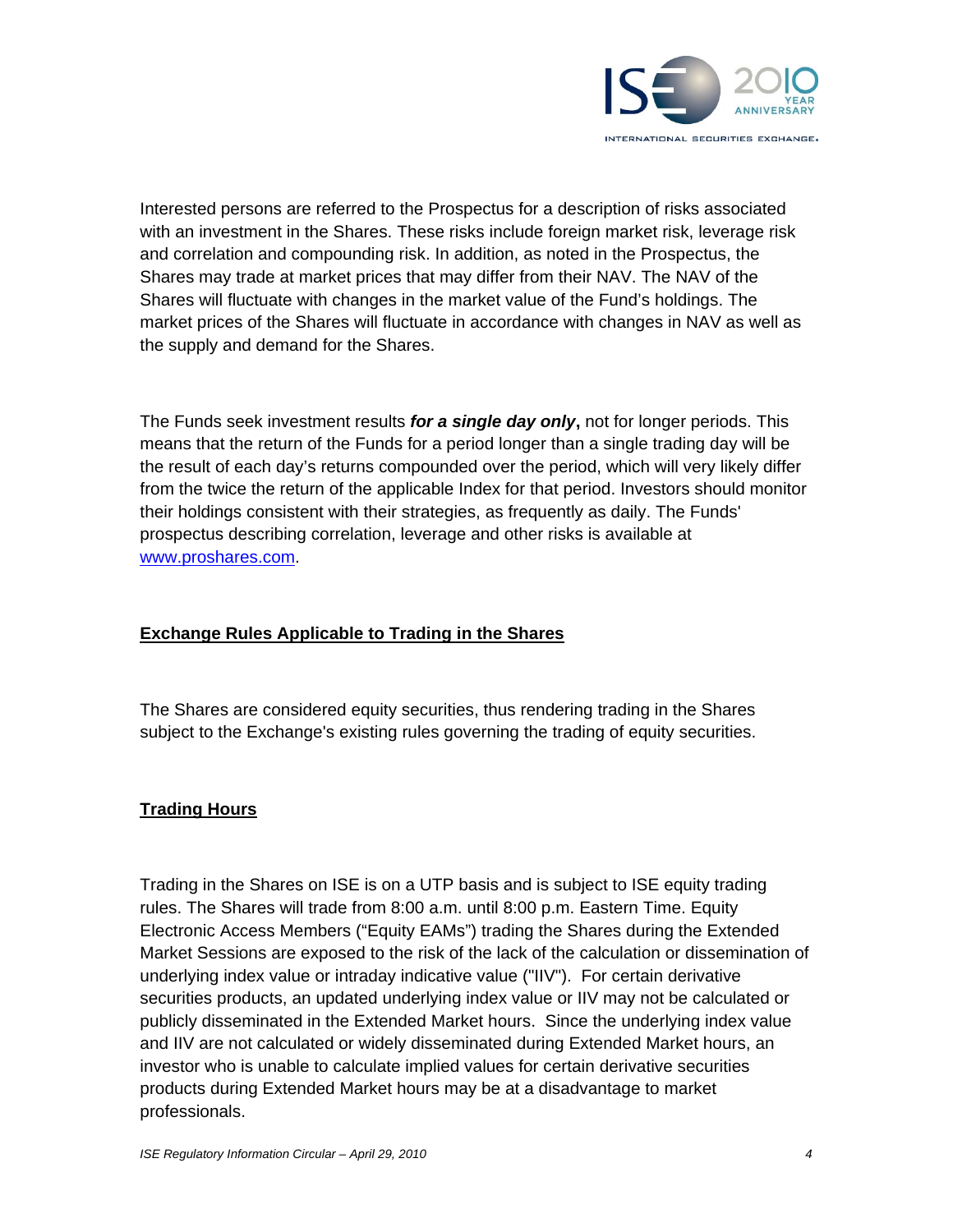Interested persons are referred to the Prospectus for a description of risks associated with an investment in the Shares. These risks include foreign market risk, leverage risk and correlation and compounding risk. In addition, as noted in the Prospectus, the Shares may trade at market prices that may differ from their NAV. The NAV of the Shares will fluctuate with changes in the market value of the Fund's holdings. The market prices of the Shares will fluctuate in accordance with changes in NAV as well as the supply and demand for the Shares.

The Funds seek investment results ***for a single day only*****,** not for longer periods. This means that the return of the Funds for a period longer than a single trading day will be the result of each day's returns compounded over the period, which will very likely differ from the twice the return of the applicable Index for that period. Investors should monitor their holdings consistent with their strategies, as frequently as daily. The Funds' prospectus describing correlation, leverage and other risks is available at www.proshares.com.

**Exchange Rules Applicable to Trading in the Shares**

The Shares are considered equity securities, thus rendering trading in the Shares subject to the Exchange's existing rules governing the trading of equity securities.

**Trading Hours**

Trading in the Shares on ISE is on a UTP basis and is subject to ISE equity trading rules. The Shares will trade from 8:00 a.m. until 8:00 p.m. Eastern Time. Equity Electronic Access Members ("Equity EAMs") trading the Shares during the Extended Market Sessions are exposed to the risk of the lack of the calculation or dissemination of underlying index value or intraday indicative value ("IIV"). For certain derivative securities products, an updated underlying index value or IIV may not be calculated or publicly disseminated in the Extended Market hours. Since the underlying index value and IIV are not calculated or widely disseminated during Extended Market hours, an investor who is unable to calculate implied values for certain derivative securities products during Extended Market hours may be at a disadvantage to market professionals.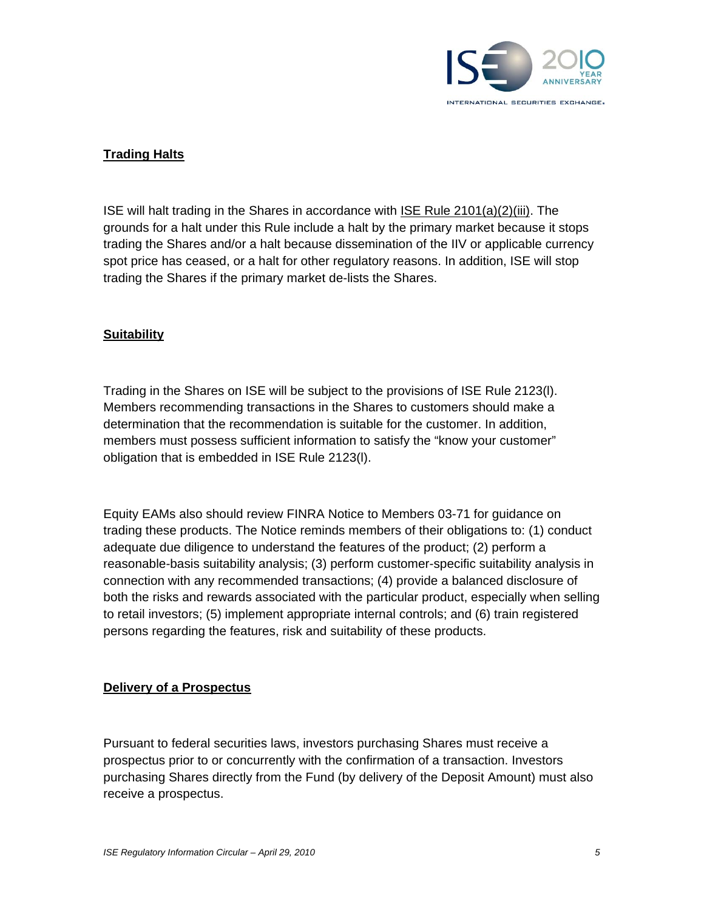## Trading Halts

ISE will halt trading in the Shares in accordance with ISE Rule 2101(a)(2)(iii). The grounds for a halt under this Rule include a halt by the primary market because it stops trading the Shares and/or a halt because dissemination of the IIV or applicable currency spot price has ceased, or a halt for other regulatory reasons. In addition, ISE will stop trading the Shares if the primary market de-lists the Shares.

## Suitability

Trading in the Shares on ISE will be subject to the provisions of ISE Rule 2123(l). Members recommending transactions in the Shares to customers should make a determination that the recommendation is suitable for the customer. In addition, members must possess sufficient information to satisfy the "know your customer" obligation that is embedded in ISE Rule 2123(l).

Equity EAMs also should review FINRA Notice to Members 03-71 for guidance on trading these products. The Notice reminds members of their obligations to: (1) conduct adequate due diligence to understand the features of the product; (2) perform a reasonable-basis suitability analysis; (3) perform customer-specific suitability analysis in connection with any recommended transactions; (4) provide a balanced disclosure of both the risks and rewards associated with the particular product, especially when selling to retail investors; (5) implement appropriate internal controls; and (6) train registered persons regarding the features, risk and suitability of these products.

## Delivery of a Prospectus

Pursuant to federal securities laws, investors purchasing Shares must receive a prospectus prior to or concurrently with the confirmation of a transaction. Investors purchasing Shares directly from the Fund (by delivery of the Deposit Amount) must also receive a prospectus.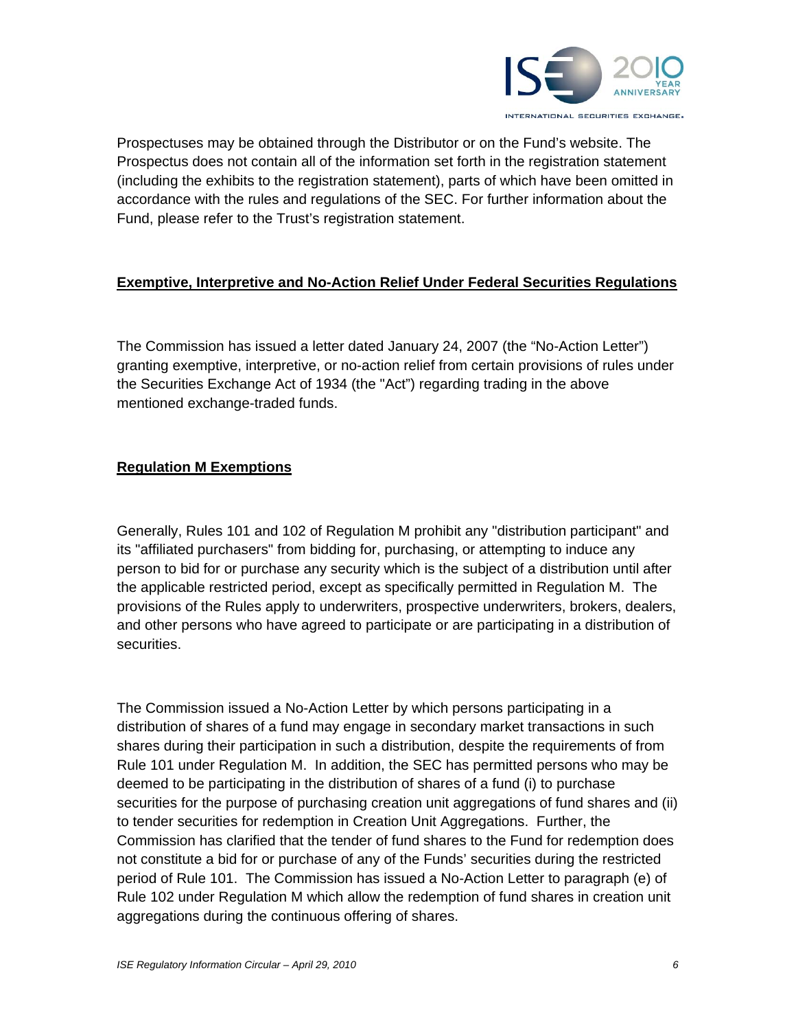Prospectuses may be obtained through the Distributor or on the Fund's website. The Prospectus does not contain all of the information set forth in the registration statement (including the exhibits to the registration statement), parts of which have been omitted in accordance with the rules and regulations of the SEC. For further information about the Fund, please refer to the Trust's registration statement.

**Exemptive, Interpretive and No-Action Relief Under Federal Securities Regulations**

The Commission has issued a letter dated January 24, 2007 (the "No-Action Letter") granting exemptive, interpretive, or no-action relief from certain provisions of rules under the Securities Exchange Act of 1934 (the "Act") regarding trading in the above mentioned exchange-traded funds.

**Regulation M Exemptions**

Generally, Rules 101 and 102 of Regulation M prohibit any "distribution participant" and its "affiliated purchasers" from bidding for, purchasing, or attempting to induce any person to bid for or purchase any security which is the subject of a distribution until after the applicable restricted period, except as specifically permitted in Regulation M. The provisions of the Rules apply to underwriters, prospective underwriters, brokers, dealers, and other persons who have agreed to participate or are participating in a distribution of securities.

The Commission issued a No-Action Letter by which persons participating in a distribution of shares of a fund may engage in secondary market transactions in such shares during their participation in such a distribution, despite the requirements of from Rule 101 under Regulation M. In addition, the SEC has permitted persons who may be deemed to be participating in the distribution of shares of a fund (i) to purchase securities for the purpose of purchasing creation unit aggregations of fund shares and (ii) to tender securities for redemption in Creation Unit Aggregations. Further, the Commission has clarified that the tender of fund shares to the Fund for redemption does not constitute a bid for or purchase of any of the Funds' securities during the restricted period of Rule 101. The Commission has issued a No-Action Letter to paragraph (e) of Rule 102 under Regulation M which allow the redemption of fund shares in creation unit aggregations during the continuous offering of shares.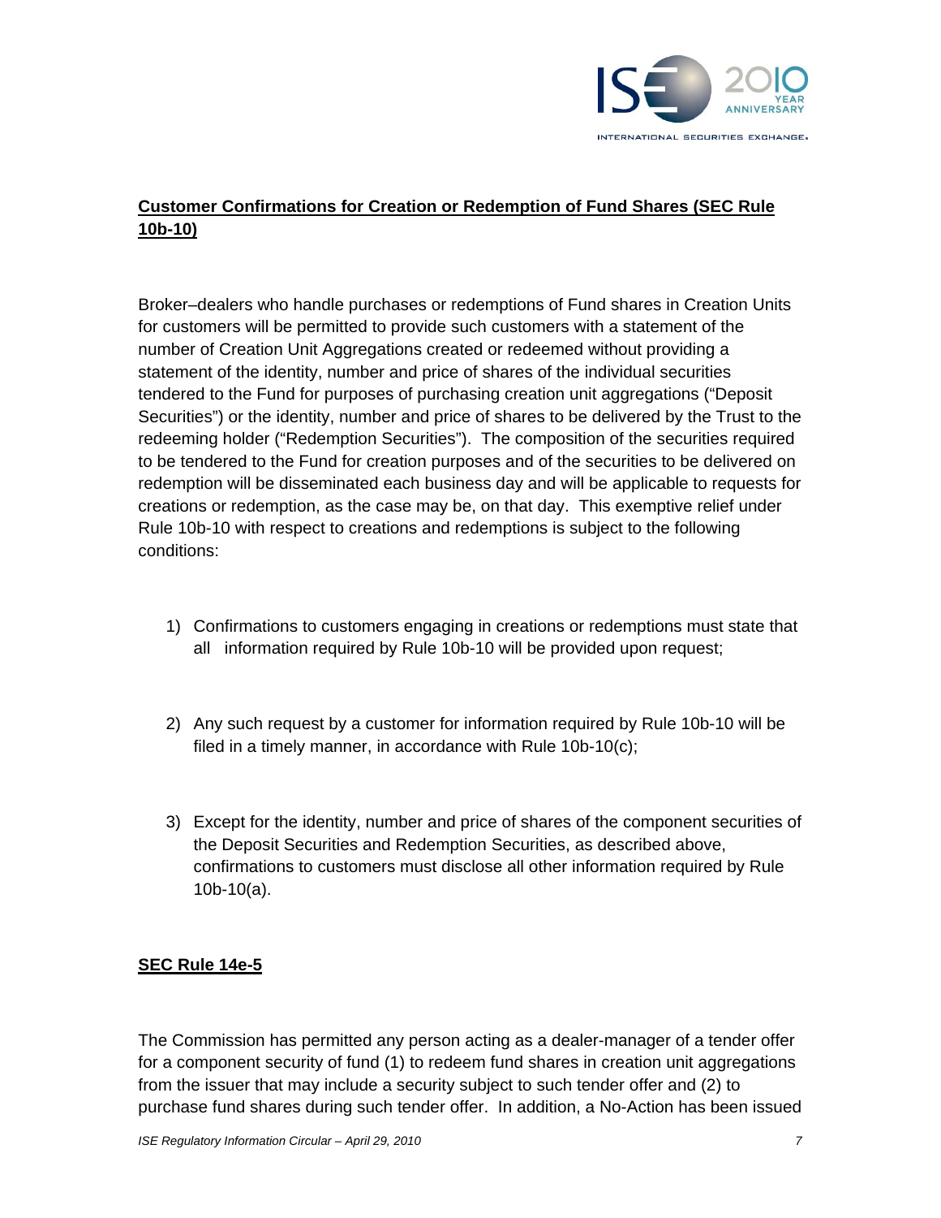**Customer Confirmations for Creation or Redemption of Fund Shares (SEC Rule 10b-10)**

Broker–dealers who handle purchases or redemptions of Fund shares in Creation Units for customers will be permitted to provide such customers with a statement of the number of Creation Unit Aggregations created or redeemed without providing a statement of the identity, number and price of shares of the individual securities tendered to the Fund for purposes of purchasing creation unit aggregations ("Deposit Securities") or the identity, number and price of shares to be delivered by the Trust to the redeeming holder ("Redemption Securities"). The composition of the securities required to be tendered to the Fund for creation purposes and of the securities to be delivered on redemption will be disseminated each business day and will be applicable to requests for creations or redemption, as the case may be, on that day. This exemptive relief under Rule 10b-10 with respect to creations and redemptions is subject to the following conditions:

1) Confirmations to customers engaging in creations or redemptions must state that all information required by Rule 10b-10 will be provided upon request;

2) Any such request by a customer for information required by Rule 10b-10 will be filed in a timely manner, in accordance with Rule 10b-10(c);

3) Except for the identity, number and price of shares of the component securities of the Deposit Securities and Redemption Securities, as described above, confirmations to customers must disclose all other information required by Rule 10b-10(a).

**SEC Rule 14e-5**

The Commission has permitted any person acting as a dealer-manager of a tender offer for a component security of fund (1) to redeem fund shares in creation unit aggregations from the issuer that may include a security subject to such tender offer and (2) to purchase fund shares during such tender offer. In addition, a No-Action has been issued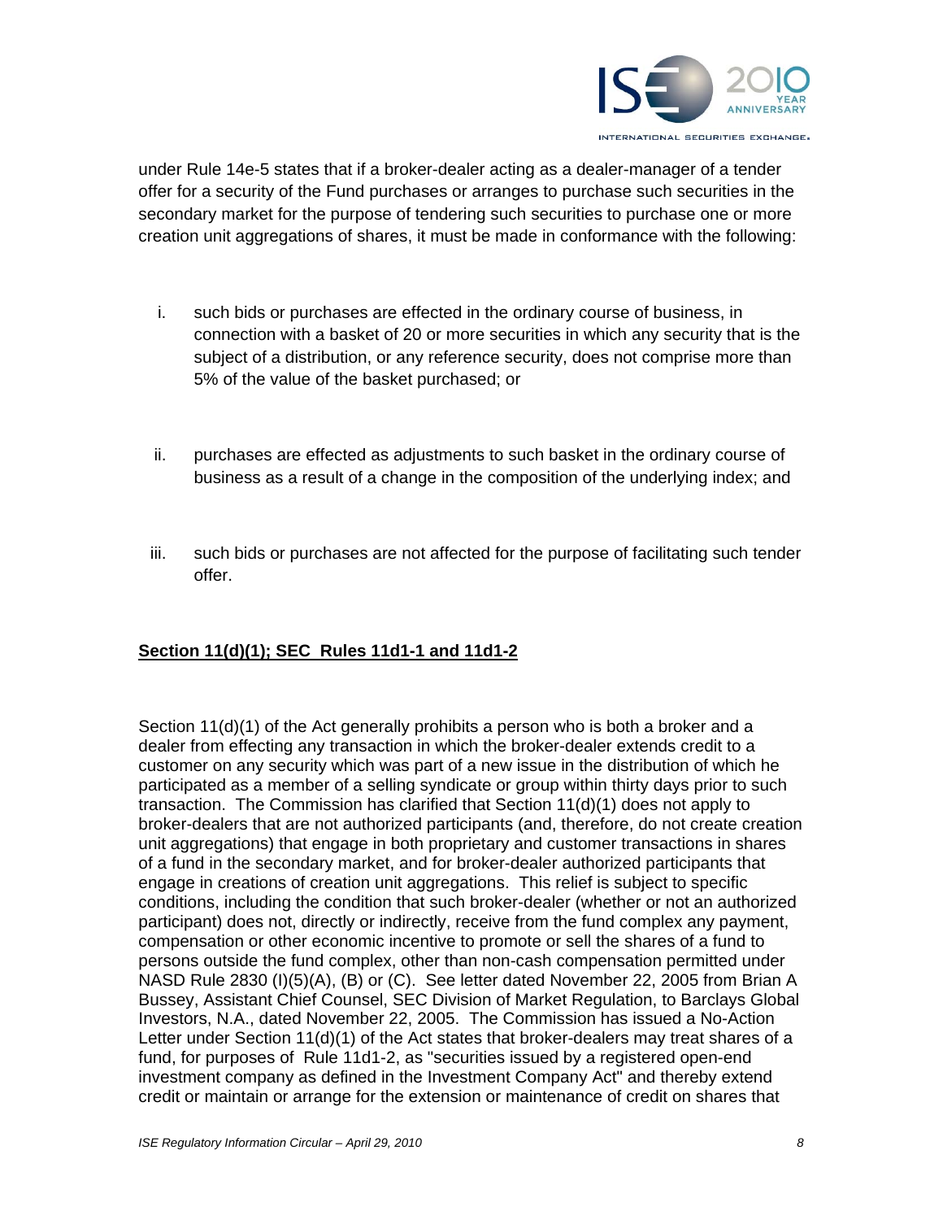under Rule 14e-5 states that if a broker-dealer acting as a dealer-manager of a tender offer for a security of the Fund purchases or arranges to purchase such securities in the secondary market for the purpose of tendering such securities to purchase one or more creation unit aggregations of shares, it must be made in conformance with the following:

i. such bids or purchases are effected in the ordinary course of business, in connection with a basket of 20 or more securities in which any security that is the subject of a distribution, or any reference security, does not comprise more than 5% of the value of the basket purchased; or

ii. purchases are effected as adjustments to such basket in the ordinary course of business as a result of a change in the composition of the underlying index; and

iii. such bids or purchases are not affected for the purpose of facilitating such tender offer.

**Section 11(d)(1); SEC Rules 11d1-1 and 11d1-2**

Section 11(d)(1) of the Act generally prohibits a person who is both a broker and a dealer from effecting any transaction in which the broker-dealer extends credit to a customer on any security which was part of a new issue in the distribution of which he participated as a member of a selling syndicate or group within thirty days prior to such transaction. The Commission has clarified that Section 11(d)(1) does not apply to broker-dealers that are not authorized participants (and, therefore, do not create creation unit aggregations) that engage in both proprietary and customer transactions in shares of a fund in the secondary market, and for broker-dealer authorized participants that engage in creations of creation unit aggregations. This relief is subject to specific conditions, including the condition that such broker-dealer (whether or not an authorized participant) does not, directly or indirectly, receive from the fund complex any payment, compensation or other economic incentive to promote or sell the shares of a fund to persons outside the fund complex, other than non-cash compensation permitted under NASD Rule 2830 (I)(5)(A), (B) or (C). See letter dated November 22, 2005 from Brian A Bussey, Assistant Chief Counsel, SEC Division of Market Regulation, to Barclays Global Investors, N.A., dated November 22, 2005. The Commission has issued a No-Action Letter under Section 11(d)(1) of the Act states that broker-dealers may treat shares of a fund, for purposes of Rule 11d1-2, as "securities issued by a registered open-end investment company as defined in the Investment Company Act" and thereby extend credit or maintain or arrange for the extension or maintenance of credit on shares that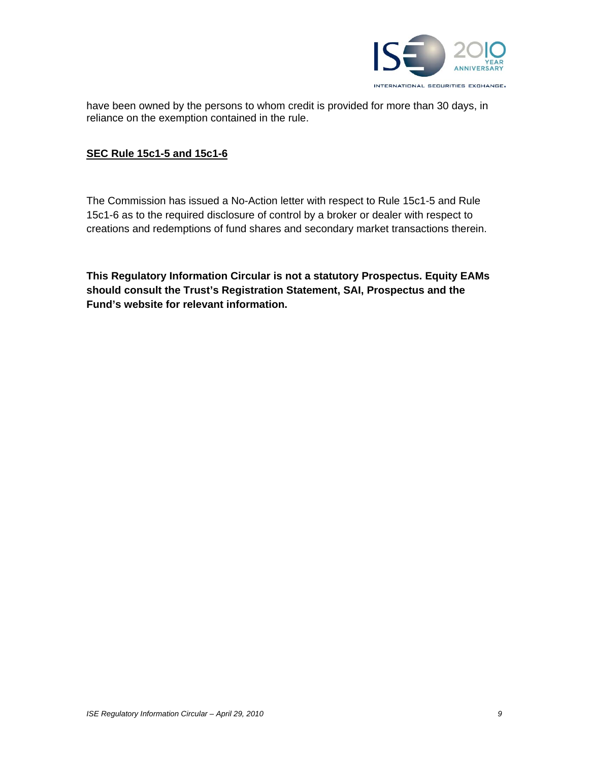have been owned by the persons to whom credit is provided for more than 30 days, in reliance on the exemption contained in the rule.

**SEC Rule 15c1-5 and 15c1-6**

The Commission has issued a No-Action letter with respect to Rule 15c1-5 and Rule 15c1-6 as to the required disclosure of control by a broker or dealer with respect to creations and redemptions of fund shares and secondary market transactions therein.

**This Regulatory Information Circular is not a statutory Prospectus. Equity EAMs should consult the Trust's Registration Statement, SAI, Prospectus and the Fund's website for relevant information.**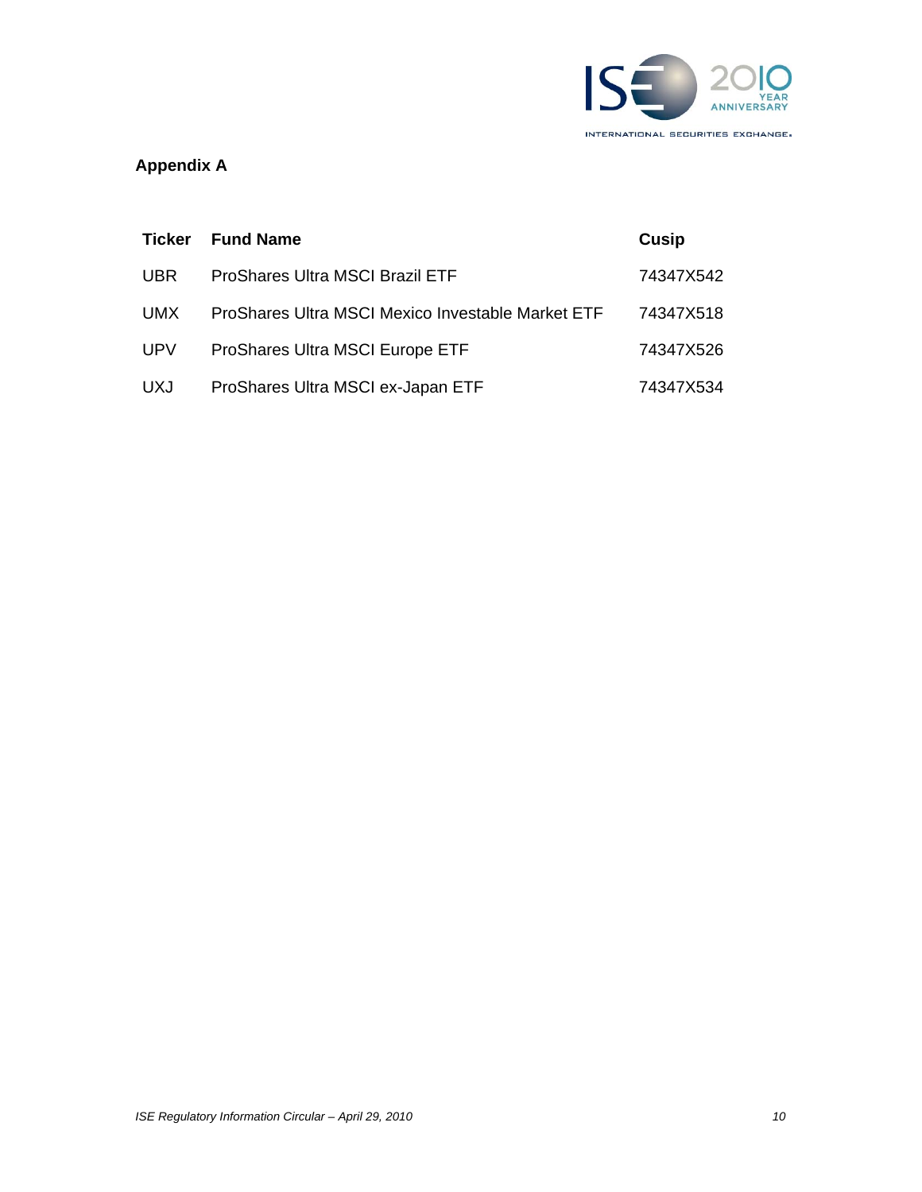## Appendix A

| Ticker | Fund Name | Cusip |
| --- | --- | --- |
| UBR | ProShares Ultra MSCI Brazil ETF | 74347X542 |
| UMX | ProShares Ultra MSCI Mexico Investable Market ETF | 74347X518 |
| UPV | ProShares Ultra MSCI Europe ETF | 74347X526 |
| UXJ | ProShares Ultra MSCI ex-Japan ETF | 74347X534 |